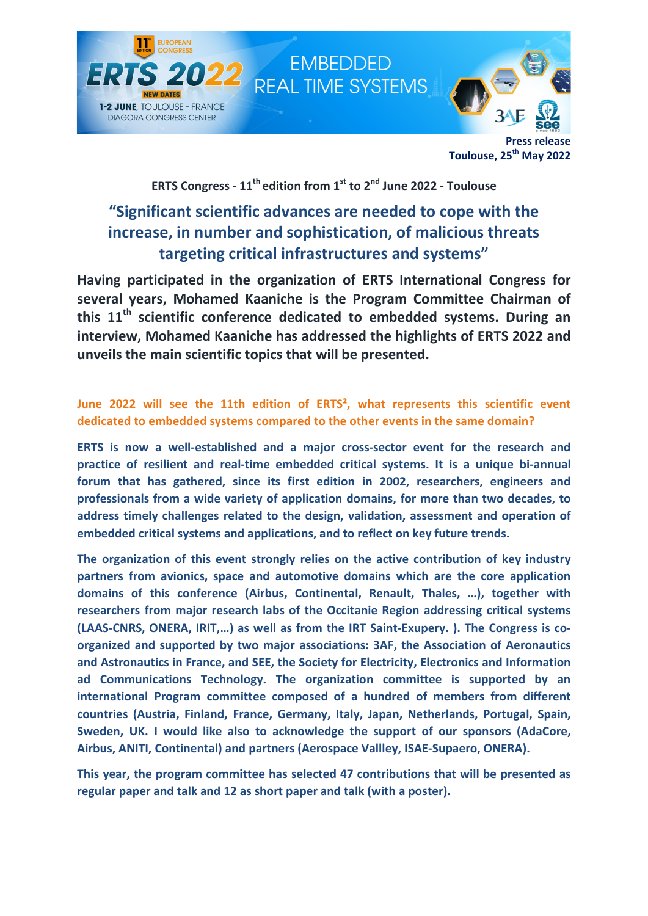**Press release**
**Toulouse, 25th May 2022**

**ERTS Congress - 11th edition from 1st to 2nd June 2022 - Toulouse**

# "Significant scientific advances are needed to cope with the increase, in number and sophistication, of malicious threats targeting critical infrastructures and systems"

**Having participated in the organization of ERTS International Congress for several years, Mohamed Kaaniche is the Program Committee Chairman of this 11th scientific conference dedicated to embedded systems. During an interview, Mohamed Kaaniche has addressed the highlights of ERTS 2022 and unveils the main scientific topics that will be presented.**

**June 2022 will see the 11th edition of ERTS², what represents this scientific event dedicated to embedded systems compared to the other events in the same domain?**

**ERTS is now a well-established and a major cross-sector event for the research and practice of resilient and real-time embedded critical systems. It is a unique bi-annual forum that has gathered, since its first edition in 2002, researchers, engineers and professionals from a wide variety of application domains, for more than two decades, to address timely challenges related to the design, validation, assessment and operation of embedded critical systems and applications, and to reflect on key future trends.**

**The organization of this event strongly relies on the active contribution of key industry partners from avionics, space and automotive domains which are the core application domains of this conference (Airbus, Continental, Renault, Thales, …), together with researchers from major research labs of the Occitanie Region addressing critical systems (LAAS-CNRS, ONERA, IRIT,…) as well as from the IRT Saint-Exupery. ). The Congress is co-organized and supported by two major associations: 3AF, the Association of Aeronautics and Astronautics in France, and SEE, the Society for Electricity, Electronics and Information ad Communications Technology. The organization committee is supported by an international Program committee composed of a hundred of members from different countries (Austria, Finland, France, Germany, Italy, Japan, Netherlands, Portugal, Spain, Sweden, UK. I would like also to acknowledge the support of our sponsors (AdaCore, Airbus, ANITI, Continental) and partners (Aerospace Vallley, ISAE-Supaero, ONERA).**

**This year, the program committee has selected 47 contributions that will be presented as regular paper and talk and 12 as short paper and talk (with a poster).**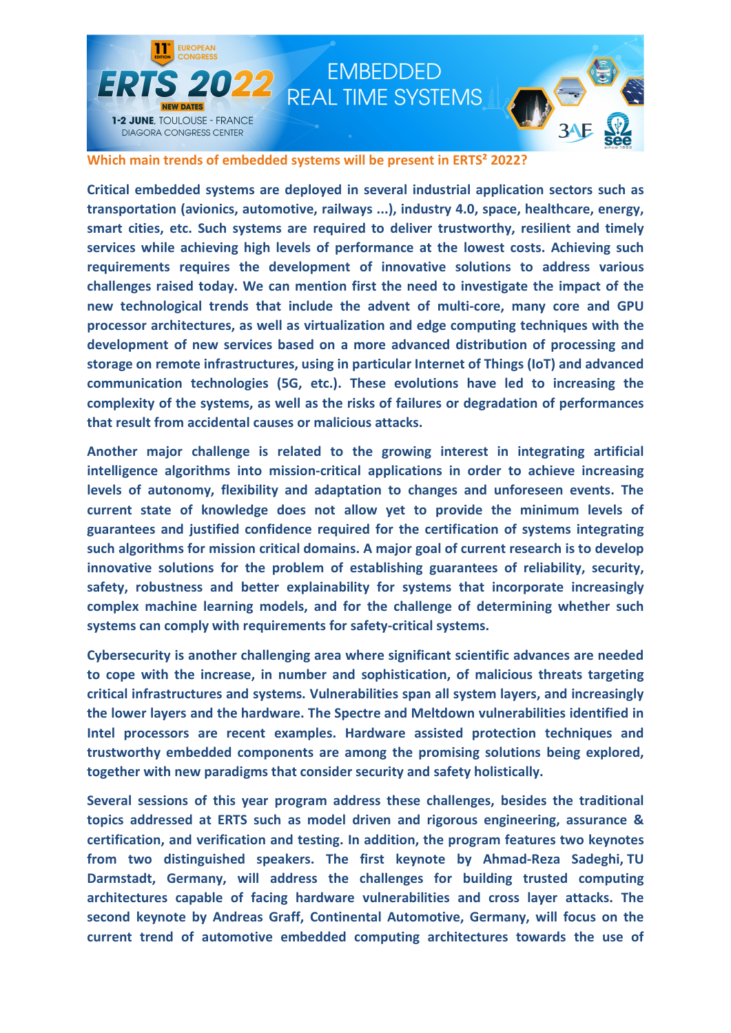## Which main trends of embedded systems will be present in ERTS² 2022?

**Critical embedded systems are deployed in several industrial application sectors such as transportation (avionics, automotive, railways ...), industry 4.0, space, healthcare, energy, smart cities, etc. Such systems are required to deliver trustworthy, resilient and timely services while achieving high levels of performance at the lowest costs. Achieving such requirements requires the development of innovative solutions to address various challenges raised today. We can mention first the need to investigate the impact of the new technological trends that include the advent of multi-core, many core and GPU processor architectures, as well as virtualization and edge computing techniques with the development of new services based on a more advanced distribution of processing and storage on remote infrastructures, using in particular Internet of Things (IoT) and advanced communication technologies (5G, etc.). These evolutions have led to increasing the complexity of the systems, as well as the risks of failures or degradation of performances that result from accidental causes or malicious attacks.**

**Another major challenge is related to the growing interest in integrating artificial intelligence algorithms into mission-critical applications in order to achieve increasing levels of autonomy, flexibility and adaptation to changes and unforeseen events. The current state of knowledge does not allow yet to provide the minimum levels of guarantees and justified confidence required for the certification of systems integrating such algorithms for mission critical domains. A major goal of current research is to develop innovative solutions for the problem of establishing guarantees of reliability, security, safety, robustness and better explainability for systems that incorporate increasingly complex machine learning models, and for the challenge of determining whether such systems can comply with requirements for safety-critical systems.**

**Cybersecurity is another challenging area where significant scientific advances are needed to cope with the increase, in number and sophistication, of malicious threats targeting critical infrastructures and systems. Vulnerabilities span all system layers, and increasingly the lower layers and the hardware. The Spectre and Meltdown vulnerabilities identified in Intel processors are recent examples. Hardware assisted protection techniques and trustworthy embedded components are among the promising solutions being explored, together with new paradigms that consider security and safety holistically.**

**Several sessions of this year program address these challenges, besides the traditional topics addressed at ERTS such as model driven and rigorous engineering, assurance & certification, and verification and testing. In addition, the program features two keynotes from two distinguished speakers. The first keynote by Ahmad-Reza Sadeghi, TU Darmstadt, Germany, will address the challenges for building trusted computing architectures capable of facing hardware vulnerabilities and cross layer attacks. The second keynote by Andreas Graff, Continental Automotive, Germany, will focus on the current trend of automotive embedded computing architectures towards the use of**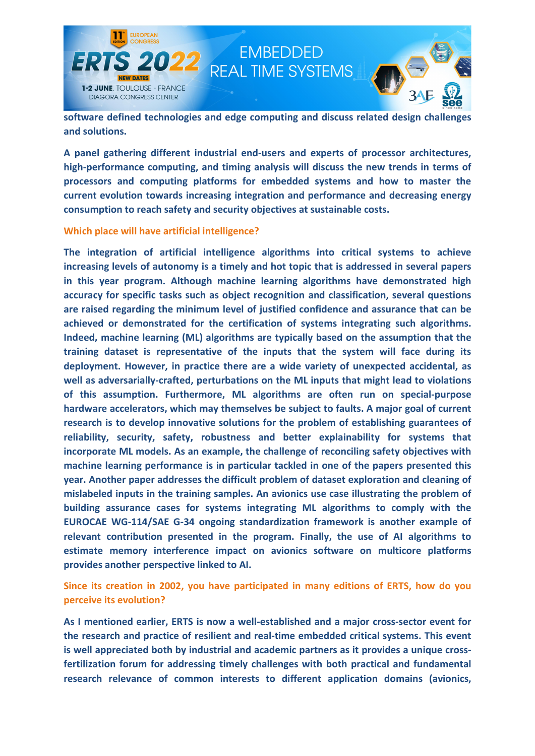**software defined technologies and edge computing and discuss related design challenges and solutions.**

**A panel gathering different industrial end-users and experts of processor architectures, high-performance computing, and timing analysis will discuss the new trends in terms of processors and computing platforms for embedded systems and how to master the current evolution towards increasing integration and performance and decreasing energy consumption to reach safety and security objectives at sustainable costs.**

**Which place will have artificial intelligence?**

**The integration of artificial intelligence algorithms into critical systems to achieve increasing levels of autonomy is a timely and hot topic that is addressed in several papers in this year program. Although machine learning algorithms have demonstrated high accuracy for specific tasks such as object recognition and classification, several questions are raised regarding the minimum level of justified confidence and assurance that can be achieved or demonstrated for the certification of systems integrating such algorithms. Indeed, machine learning (ML) algorithms are typically based on the assumption that the training dataset is representative of the inputs that the system will face during its deployment. However, in practice there are a wide variety of unexpected accidental, as well as adversarially-crafted, perturbations on the ML inputs that might lead to violations of this assumption. Furthermore, ML algorithms are often run on special-purpose hardware accelerators, which may themselves be subject to faults. A major goal of current research is to develop innovative solutions for the problem of establishing guarantees of reliability, security, safety, robustness and better explainability for systems that incorporate ML models. As an example, the challenge of reconciling safety objectives with machine learning performance is in particular tackled in one of the papers presented this year. Another paper addresses the difficult problem of dataset exploration and cleaning of mislabeled inputs in the training samples. An avionics use case illustrating the problem of building assurance cases for systems integrating ML algorithms to comply with the EUROCAE WG-114/SAE G-34 ongoing standardization framework is another example of relevant contribution presented in the program. Finally, the use of AI algorithms to estimate memory interference impact on avionics software on multicore platforms provides another perspective linked to AI.**

**Since its creation in 2002, you have participated in many editions of ERTS, how do you perceive its evolution?**

**As I mentioned earlier, ERTS is now a well-established and a major cross-sector event for the research and practice of resilient and real-time embedded critical systems. This event is well appreciated both by industrial and academic partners as it provides a unique cross-fertilization forum for addressing timely challenges with both practical and fundamental research relevance of common interests to different application domains (avionics,**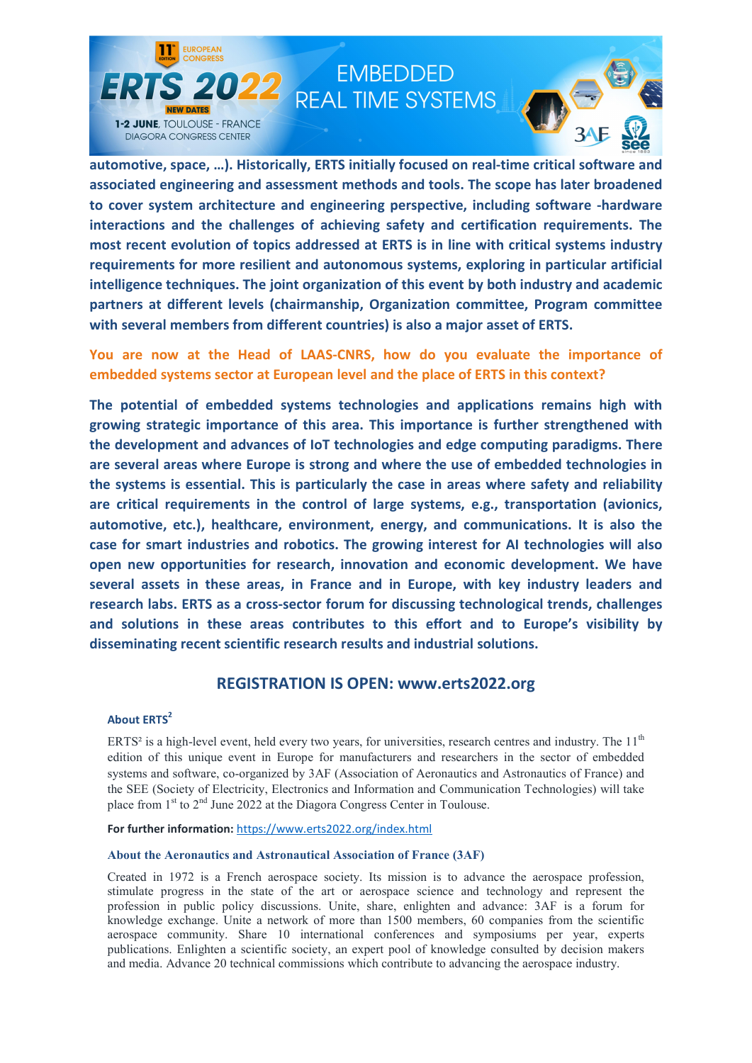**automotive, space, …). Historically, ERTS initially focused on real-time critical software and associated engineering and assessment methods and tools. The scope has later broadened to cover system architecture and engineering perspective, including software -hardware interactions and the challenges of achieving safety and certification requirements. The most recent evolution of topics addressed at ERTS is in line with critical systems industry requirements for more resilient and autonomous systems, exploring in particular artificial intelligence techniques. The joint organization of this event by both industry and academic partners at different levels (chairmanship, Organization committee, Program committee with several members from different countries) is also a major asset of ERTS.**

**You are now at the Head of LAAS-CNRS, how do you evaluate the importance of embedded systems sector at European level and the place of ERTS in this context?**

**The potential of embedded systems technologies and applications remains high with growing strategic importance of this area. This importance is further strengthened with the development and advances of IoT technologies and edge computing paradigms. There are several areas where Europe is strong and where the use of embedded technologies in the systems is essential. This is particularly the case in areas where safety and reliability are critical requirements in the control of large systems, e.g., transportation (avionics, automotive, etc.), healthcare, environment, energy, and communications. It is also the case for smart industries and robotics. The growing interest for AI technologies will also open new opportunities for research, innovation and economic development. We have several assets in these areas, in France and in Europe, with key industry leaders and research labs. ERTS as a cross-sector forum for discussing technological trends, challenges and solutions in these areas contributes to this effort and to Europe's visibility by disseminating recent scientific research results and industrial solutions.**

## REGISTRATION IS OPEN: www.erts2022.org

### About ERTS²

ERTS² is a high-level event, held every two years, for universities, research centres and industry. The 11th edition of this unique event in Europe for manufacturers and researchers in the sector of embedded systems and software, co-organized by 3AF (Association of Aeronautics and Astronautics of France) and the SEE (Society of Electricity, Electronics and Information and Communication Technologies) will take place from 1st to 2nd June 2022 at the Diagora Congress Center in Toulouse.

**For further information:** https://www.erts2022.org/index.html

### About the Aeronautics and Astronautical Association of France (3AF)

Created in 1972 is a French aerospace society. Its mission is to advance the aerospace profession, stimulate progress in the state of the art or aerospace science and technology and represent the profession in public policy discussions. Unite, share, enlighten and advance: 3AF is a forum for knowledge exchange. Unite a network of more than 1500 members, 60 companies from the scientific aerospace community. Share 10 international conferences and symposiums per year, experts publications. Enlighten a scientific society, an expert pool of knowledge consulted by decision makers and media. Advance 20 technical commissions which contribute to advancing the aerospace industry.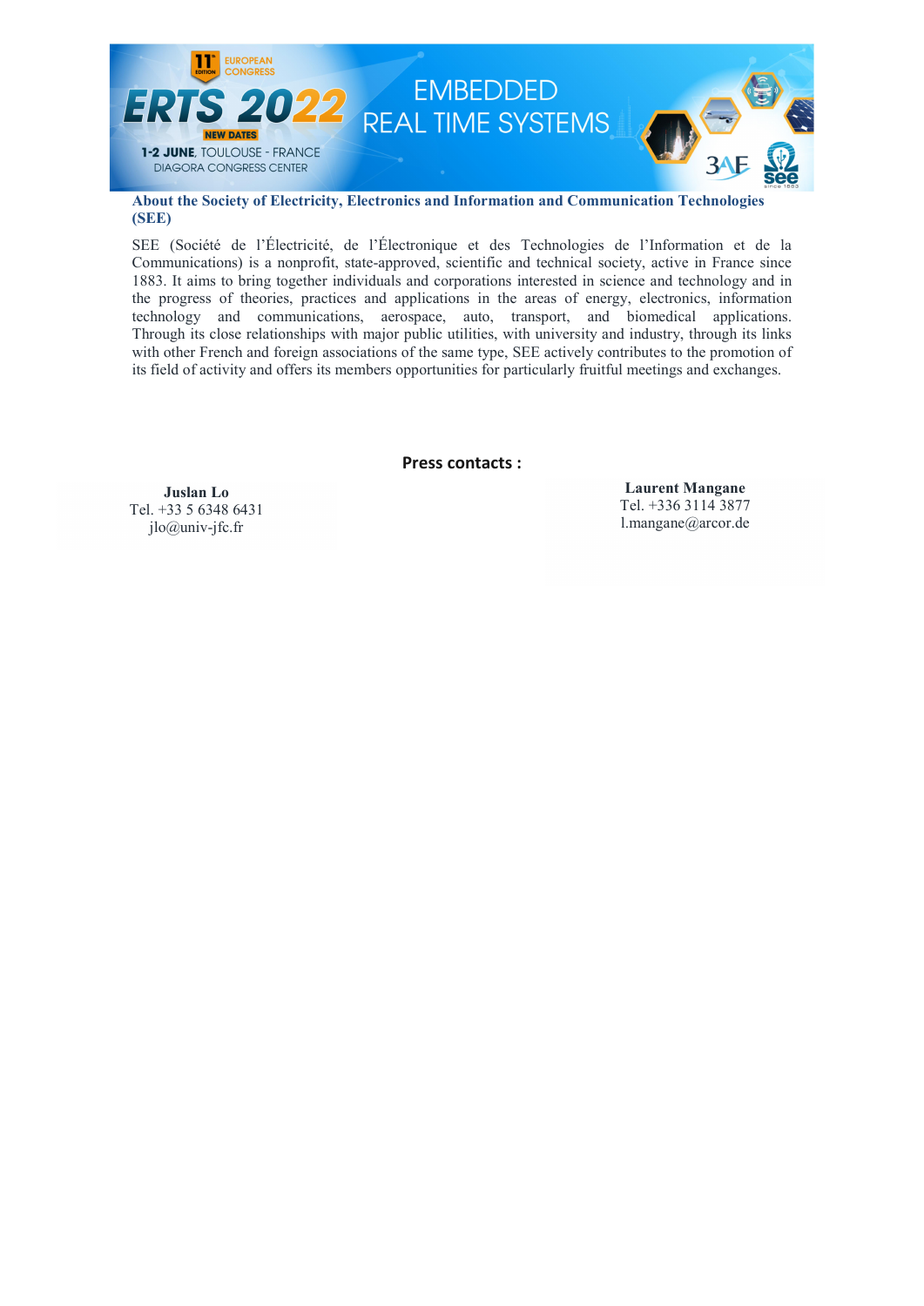**About the Society of Electricity, Electronics and Information and Communication Technologies (SEE)**

SEE (Société de l'Électricité, de l'Électronique et des Technologies de l'Information et de la Communications) is a nonprofit, state-approved, scientific and technical society, active in France since 1883. It aims to bring together individuals and corporations interested in science and technology and in the progress of theories, practices and applications in the areas of energy, electronics, information technology and communications, aerospace, auto, transport, and biomedical applications. Through its close relationships with major public utilities, with university and industry, through its links with other French and foreign associations of the same type, SEE actively contributes to the promotion of its field of activity and offers its members opportunities for particularly fruitful meetings and exchanges.

**Press contacts :**

**Juslan Lo**
Tel. +33 5 6348 6431
jlo@univ-jfc.fr

**Laurent Mangane**
Tel. +336 3114 3877
l.mangane@arcor.de